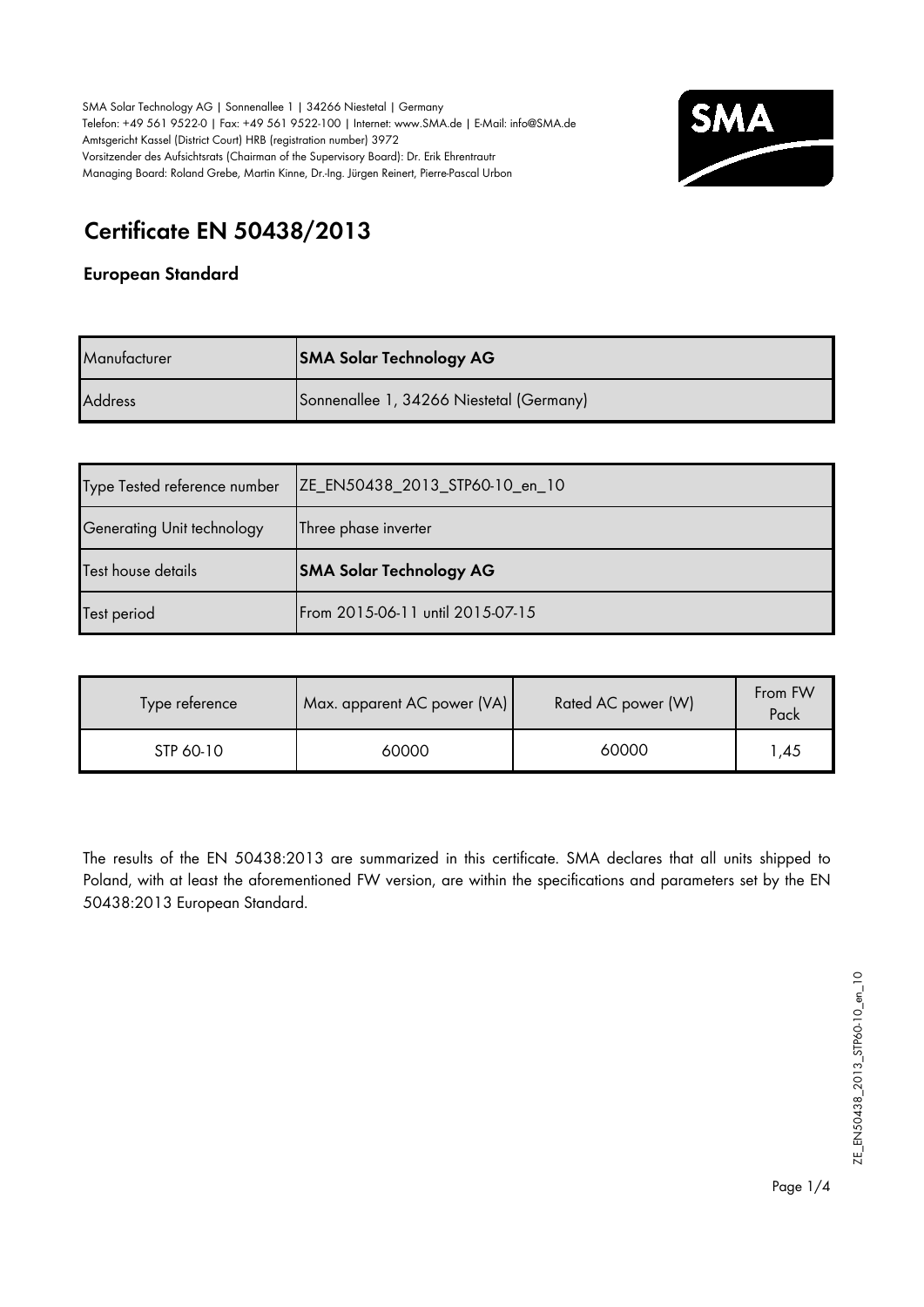SMA Solar Technology AG | Sonnenallee 1 | 34266 Niestetal | Germany
Telefon: +49 561 9522-0 | Fax: +49 561 9522-100 | Internet: www.SMA.de | E-Mail: info@SMA.de
Amtsgericht Kassel (District Court) HRB (registration number) 3972
Vorsitzender des Aufsichtsrats (Chairman of the Supervisory Board): Dr. Erik Ehrentrautr
Managing Board: Roland Grebe, Martin Kinne, Dr.-Ing. Jürgen Reinert, Pierre-Pascal Urbon

# Certificate EN 50438/2013

## European Standard

| Manufacturer | **SMA Solar Technology AG** |
|---|---|
| Address | Sonnenallee 1, 34266 Niestetal (Germany) |

| Type Tested reference number | ZE_EN50438_2013_STP60-10_en_10 |
|---|---|
| Generating Unit technology | Three phase inverter |
| Test house details | **SMA Solar Technology AG** |
| Test period | From 2015-06-11 until 2015-07-15 |

| Type reference | Max. apparent AC power (VA) | Rated AC power (W) | From FW Pack |
|---|---|---|---|
| STP 60-10 | 60000 | 60000 | 1,45 |

The results of the EN 50438:2013 are summarized in this certificate. SMA declares that all units shipped to Poland, with at least the aforementioned FW version, are within the specifications and parameters set by the EN 50438:2013 European Standard.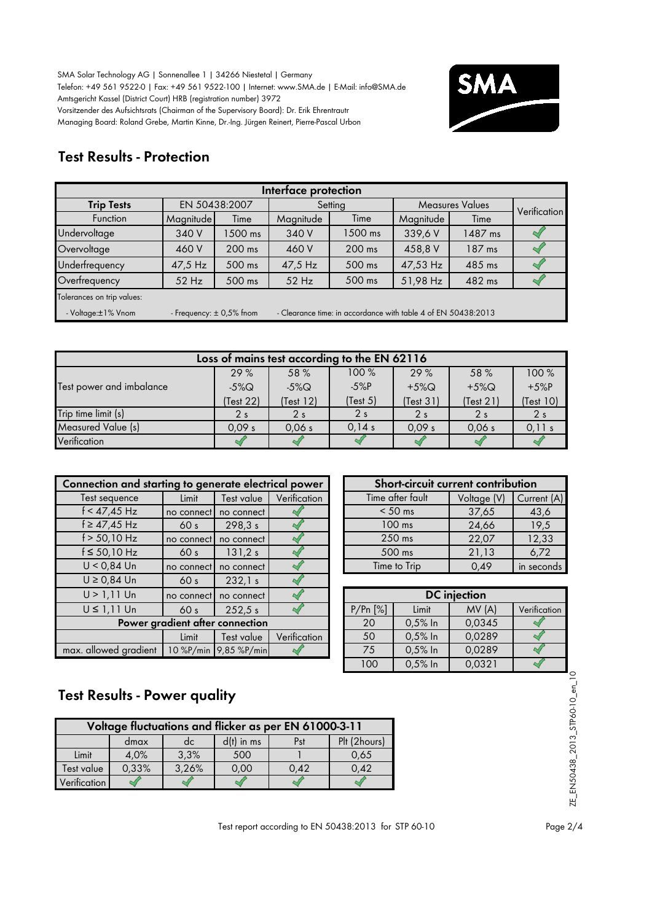SMA Solar Technology AG | Sonnenallee 1 | 34266 Niestetal | Germany
Telefon: +49 561 9522-0 | Fax: +49 561 9522-100 | Internet: www.SMA.de | E-Mail: info@SMA.de
Amtsgericht Kassel (District Court) HRB (registration number) 3972
Vorsitzender des Aufsichtsrats (Chairman of the Supervisory Board): Dr. Erik Ehrentraut
Managing Board: Roland Grebe, Martin Kinne, Dr.-Ing. Jürgen Reinert, Pierre-Pascal Urbon

## Test Results - Protection

| Interface protection | | | | | | | |
|---|---|---|---|---|---|---|---|
| **Trip Tests** | EN 50438:2007 | | Setting | | Measures Values | | Verification |
| Function | Magnitude | Time | Magnitude | Time | Magnitude | Time | |
| Undervoltage | 340 V | 1500 ms | 340 V | 1500 ms | 339,6 V | 1487 ms | ✓ |
| Overvoltage | 460 V | 200 ms | 460 V | 200 ms | 458,8 V | 187 ms | ✓ |
| Underfrequency | 47,5 Hz | 500 ms | 47,5 Hz | 500 ms | 47,53 Hz | 485 ms | ✓ |
| Overfrequency | 52 Hz | 500 ms | 52 Hz | 500 ms | 51,98 Hz | 482 ms | ✓ |

Tolerances on trip values:
- Voltage:±1% Vnom
- Frequency: ± 0,5% fnom
- Clearance time: in accordance with table 4 of EN 50438:2013

| Loss of mains test according to the EN 62116 | | | | | | |
|---|---|---|---|---|---|---|
| Test power and imbalance | 29 % -5%Q (Test 22) | 58 % -5%Q (Test 12) | 100 % -5%P (Test 5) | 29 % +5%Q (Test 31) | 58 % +5%Q (Test 21) | 100 % +5%P (Test 10) |
| Trip time limit (s) | 2 s | 2 s | 2 s | 2 s | 2 s | 2 s |
| Measured Value (s) | 0,09 s | 0,06 s | 0,14 s | 0,09 s | 0,06 s | 0,11 s |
| Verification | ✓ | ✓ | ✓ | ✓ | ✓ | ✓ |

| Connection and starting to generate electrical power | | | |
|---|---|---|---|
| Test sequence | Limit | Test value | Verification |
| f < 47,45 Hz | no connect | no connect | ✓ |
| f ≥ 47,45 Hz | 60 s | 298,3 s | ✓ |
| f > 50,10 Hz | no connect | no connect | ✓ |
| f ≤ 50,10 Hz | 60 s | 131,2 s | ✓ |
| U < 0,84 Un | no connect | no connect | ✓ |
| U ≥ 0,84 Un | 60 s | 232,1 s | ✓ |
| U > 1,11 Un | no connect | no connect | ✓ |
| U ≤ 1,11 Un | 60 s | 252,5 s | ✓ |
| **Power gradient after connection** | | | |
| | Limit | Test value | Verification |
| max. allowed gradient | 10 %P/min | 9,85 %P/min | ✓ |

| Short-circuit current contribution | | |
|---|---|---|
| Time after fault | Voltage (V) | Current (A) |
| < 50 ms | 37,65 | 43,6 |
| 100 ms | 24,66 | 19,5 |
| 250 ms | 22,07 | 12,33 |
| 500 ms | 21,13 | 6,72 |
| Time to Trip | 0,49 | in seconds |

| DC injection | | | |
|---|---|---|---|
| P/Pn [%] | Limit | MV (A) | Verification |
| 20 | 0,5% In | 0,0345 | ✓ |
| 50 | 0,5% In | 0,0289 | ✓ |
| 75 | 0,5% In | 0,0289 | ✓ |
| 100 | 0,5% In | 0,0321 | ✓ |

## Test Results - Power quality

| Voltage fluctuations and flicker as per EN 61000-3-11 | | | | | |
|---|---|---|---|---|---|
| | dmax | dc | d(t) in ms | Pst | Plt (2hours) |
| Limit | 4,0% | 3,3% | 500 | 1 | 0,65 |
| Test value | 0,33% | 3,26% | 0,00 | 0,42 | 0,42 |
| Verification | ✓ | ✓ | ✓ | ✓ | ✓ |

Test report according to EN 50438:2013 for STP 60-10

ZE_EN50438_2013_STP60-10_en_10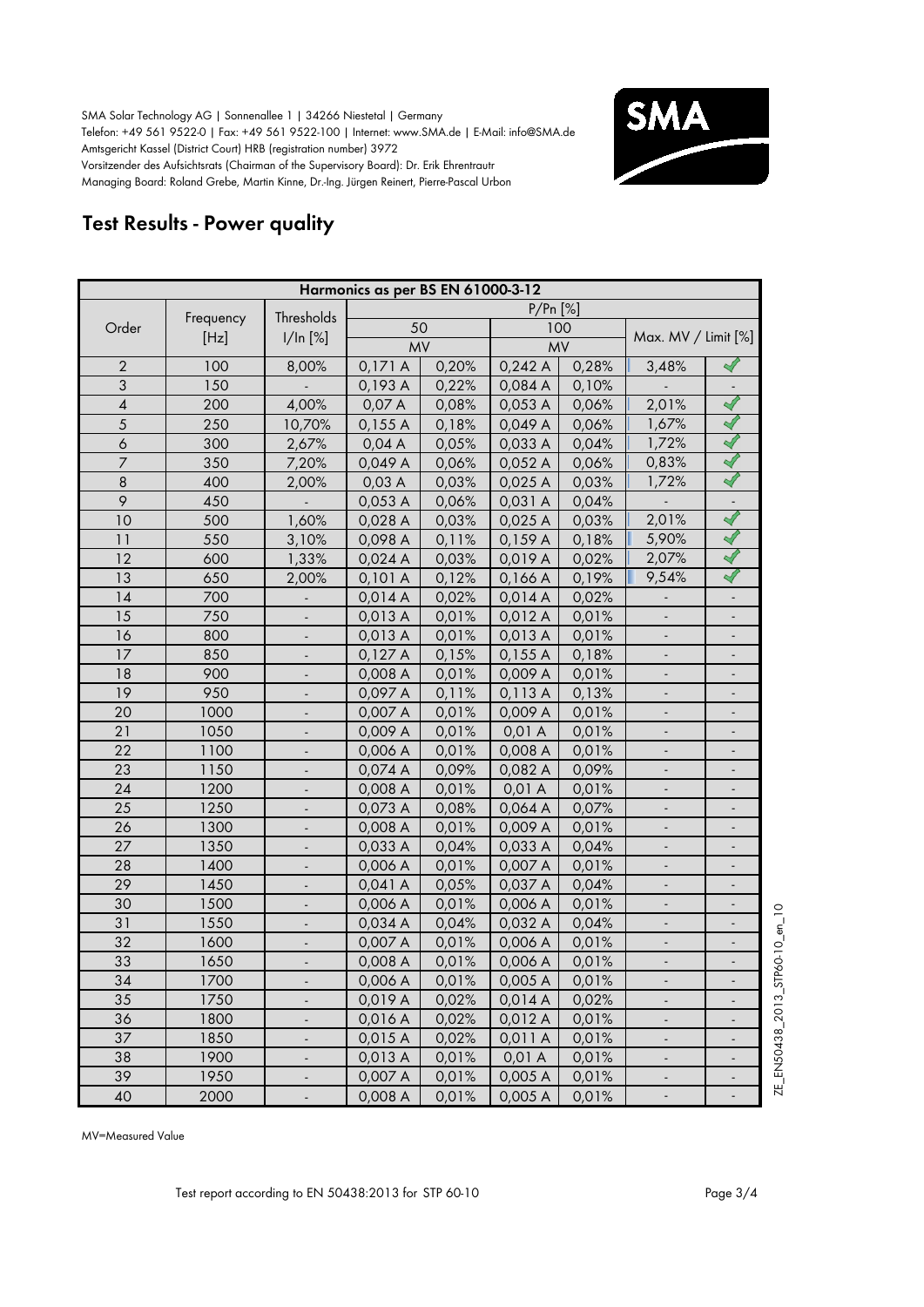SMA Solar Technology AG | Sonnenallee 1 | 34266 Niestetal | Germany
Telefon: +49 561 9522-0 | Fax: +49 561 9522-100 | Internet: www.SMA.de | E-Mail: info@SMA.de
Amtsgericht Kassel (District Court) HRB (registration number) 3972
Vorsitzender des Aufsichtsrats (Chairman of the Supervisory Board): Dr. Erik Ehrentrautr
Managing Board: Roland Grebe, Martin Kinne, Dr.-Ing. Jürgen Reinert, Pierre-Pascal Urbon

# Test Results - Power quality

| Harmonics as per BS EN 61000-3-12 | | | | | | | | |
|---|---|---|---|---|---|---|---|---|
| Order | Frequency [Hz] | Thresholds I/In [%] | P/Pn [%] | | | | Max. MV / Limit [%] | |
| | | | 50 | | 100 | | | |
| | | | MV | | MV | | | |
| 2 | 100 | 8,00% | 0,171 A | 0,20% | 0,242 A | 0,28% | 3,48% | ✓ |
| 3 | 150 | - | 0,193 A | 0,22% | 0,084 A | 0,10% | - | - |
| 4 | 200 | 4,00% | 0,07 A | 0,08% | 0,053 A | 0,06% | 2,01% | ✓ |
| 5 | 250 | 10,70% | 0,155 A | 0,18% | 0,049 A | 0,06% | 1,67% | ✓ |
| 6 | 300 | 2,67% | 0,04 A | 0,05% | 0,033 A | 0,04% | 1,72% | ✓ |
| 7 | 350 | 7,20% | 0,049 A | 0,06% | 0,052 A | 0,06% | 0,83% | ✓ |
| 8 | 400 | 2,00% | 0,03 A | 0,03% | 0,025 A | 0,03% | 1,72% | ✓ |
| 9 | 450 | - | 0,053 A | 0,06% | 0,031 A | 0,04% | - | - |
| 10 | 500 | 1,60% | 0,028 A | 0,03% | 0,025 A | 0,03% | 2,01% | ✓ |
| 11 | 550 | 3,10% | 0,098 A | 0,11% | 0,159 A | 0,18% | 5,90% | ✓ |
| 12 | 600 | 1,33% | 0,024 A | 0,03% | 0,019 A | 0,02% | 2,07% | ✓ |
| 13 | 650 | 2,00% | 0,101 A | 0,12% | 0,166 A | 0,19% | 9,54% | ✓ |
| 14 | 700 | - | 0,014 A | 0,02% | 0,014 A | 0,02% | - | - |
| 15 | 750 | - | 0,013 A | 0,01% | 0,012 A | 0,01% | - | - |
| 16 | 800 | - | 0,013 A | 0,01% | 0,013 A | 0,01% | - | - |
| 17 | 850 | - | 0,127 A | 0,15% | 0,155 A | 0,18% | - | - |
| 18 | 900 | - | 0,008 A | 0,01% | 0,009 A | 0,01% | - | - |
| 19 | 950 | - | 0,097 A | 0,11% | 0,113 A | 0,13% | - | - |
| 20 | 1000 | - | 0,007 A | 0,01% | 0,009 A | 0,01% | - | - |
| 21 | 1050 | - | 0,009 A | 0,01% | 0,01 A | 0,01% | - | - |
| 22 | 1100 | - | 0,006 A | 0,01% | 0,008 A | 0,01% | - | - |
| 23 | 1150 | - | 0,074 A | 0,09% | 0,082 A | 0,09% | - | - |
| 24 | 1200 | - | 0,008 A | 0,01% | 0,01 A | 0,01% | - | - |
| 25 | 1250 | - | 0,073 A | 0,08% | 0,064 A | 0,07% | - | - |
| 26 | 1300 | - | 0,008 A | 0,01% | 0,009 A | 0,01% | - | - |
| 27 | 1350 | - | 0,033 A | 0,04% | 0,033 A | 0,04% | - | - |
| 28 | 1400 | - | 0,006 A | 0,01% | 0,007 A | 0,01% | - | - |
| 29 | 1450 | - | 0,041 A | 0,05% | 0,037 A | 0,04% | - | - |
| 30 | 1500 | - | 0,006 A | 0,01% | 0,006 A | 0,01% | - | - |
| 31 | 1550 | - | 0,034 A | 0,04% | 0,032 A | 0,04% | - | - |
| 32 | 1600 | - | 0,007 A | 0,01% | 0,006 A | 0,01% | - | - |
| 33 | 1650 | - | 0,008 A | 0,01% | 0,006 A | 0,01% | - | - |
| 34 | 1700 | - | 0,006 A | 0,01% | 0,005 A | 0,01% | - | - |
| 35 | 1750 | - | 0,019 A | 0,02% | 0,014 A | 0,02% | - | - |
| 36 | 1800 | - | 0,016 A | 0,02% | 0,012 A | 0,01% | - | - |
| 37 | 1850 | - | 0,015 A | 0,02% | 0,011 A | 0,01% | - | - |
| 38 | 1900 | - | 0,013 A | 0,01% | 0,01 A | 0,01% | - | - |
| 39 | 1950 | - | 0,007 A | 0,01% | 0,005 A | 0,01% | - | - |
| 40 | 2000 | - | 0,008 A | 0,01% | 0,005 A | 0,01% | - | - |

MV=Measured Value

Test report according to EN 50438:2013 for STP 60-10

ZE_EN50438_2013_STP60-10_en_10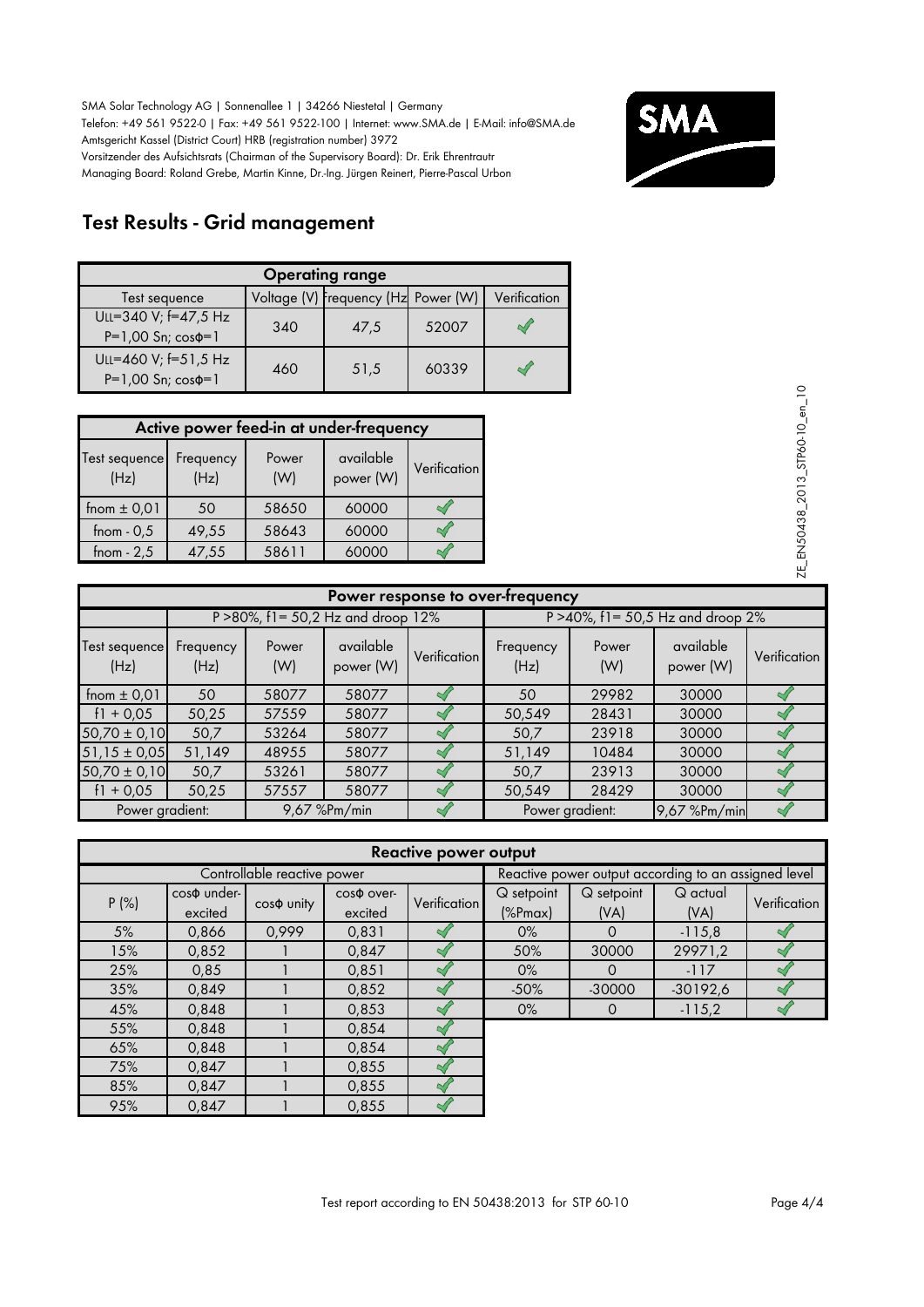SMA Solar Technology AG | Sonnenallee 1 | 34266 Niestetal | Germany
Telefon: +49 561 9522-0 | Fax: +49 561 9522-100 | Internet: www.SMA.de | E-Mail: info@SMA.de
Amtsgericht Kassel (District Court) HRB (registration number) 3972
Vorsitzender des Aufsichtsrats (Chairman of the Supervisory Board): Dr. Erik Ehrentrautr
Managing Board: Roland Grebe, Martin Kinne, Dr.-Ing. Jürgen Reinert, Pierre-Pascal Urbon

ZE_EN50438_2013_STP60-10_en_10

## Test Results - Grid management

| Operating range | | | | |
|---|---|---|---|---|
| Test sequence | Voltage (V) | Frequency (Hz) | Power (W) | Verification |
| ULL=340 V; f=47,5 Hz P=1,00 Sn; cosφ=1 | 340 | 47,5 | 52007 | ✓ |
| ULL=460 V; f=51,5 Hz P=1,00 Sn; cosφ=1 | 460 | 51,5 | 60339 | ✓ |

| Active power feed-in at under-frequency | | | | |
|---|---|---|---|---|
| Test sequence (Hz) | Frequency (Hz) | Power (W) | available power (W) | Verification |
| fnom ± 0,01 | 50 | 58650 | 60000 | ✓ |
| fnom - 0,5 | 49,55 | 58643 | 60000 | ✓ |
| fnom - 2,5 | 47,55 | 58611 | 60000 | ✓ |

| Power response to over-frequency | | | | | | | | |
|---|---|---|---|---|---|---|---|---|
| | P >80%, f1= 50,2 Hz and droop 12% | | | | P >40%, f1= 50,5 Hz and droop 2% | | | |
| Test sequence (Hz) | Frequency (Hz) | Power (W) | available power (W) | Verification | Frequency (Hz) | Power (W) | available power (W) | Verification |
| fnom ± 0,01 | 50 | 58077 | 58077 | ✓ | 50 | 29982 | 30000 | ✓ |
| f1 + 0,05 | 50,25 | 57559 | 58077 | ✓ | 50,549 | 28431 | 30000 | ✓ |
| 50,70 ± 0,10 | 50,7 | 53264 | 58077 | ✓ | 50,7 | 23918 | 30000 | ✓ |
| 51,15 ± 0,05 | 51,149 | 48955 | 58077 | ✓ | 51,149 | 10484 | 30000 | ✓ |
| 50,70 ± 0,10 | 50,7 | 53261 | 58077 | ✓ | 50,7 | 23913 | 30000 | ✓ |
| f1 + 0,05 | 50,25 | 57557 | 58077 | ✓ | 50,549 | 28429 | 30000 | ✓ |
| Power gradient: | | 9,67 %Pm/min | | ✓ | Power gradient: | | 9,67 %Pm/min | ✓ |

| Reactive power output | | | | | | | | |
|---|---|---|---|---|---|---|---|---|
| Controllable reactive power | | | | | Reactive power output according to an assigned level | | | |
| P (%) | cosφ under-excited | cosφ unity | cosφ over-excited | Verification | Q setpoint (%Pmax) | Q setpoint (VA) | Q actual (VA) | Verification |
| 5% | 0,866 | 0,999 | 0,831 | ✓ | 0% | 0 | -115,8 | ✓ |
| 15% | 0,852 | 1 | 0,847 | ✓ | 50% | 30000 | 29971,2 | ✓ |
| 25% | 0,85 | 1 | 0,851 | ✓ | 0% | 0 | -117 | ✓ |
| 35% | 0,849 | 1 | 0,852 | ✓ | -50% | -30000 | -30192,6 | ✓ |
| 45% | 0,848 | 1 | 0,853 | ✓ | 0% | 0 | -115,2 | ✓ |
| 55% | 0,848 | 1 | 0,854 | ✓ | | | | |
| 65% | 0,848 | 1 | 0,854 | ✓ | | | | |
| 75% | 0,847 | 1 | 0,855 | ✓ | | | | |
| 85% | 0,847 | 1 | 0,855 | ✓ | | | | |
| 95% | 0,847 | 1 | 0,855 | ✓ | | | | |

Test report according to EN 50438:2013 for STP 60-10